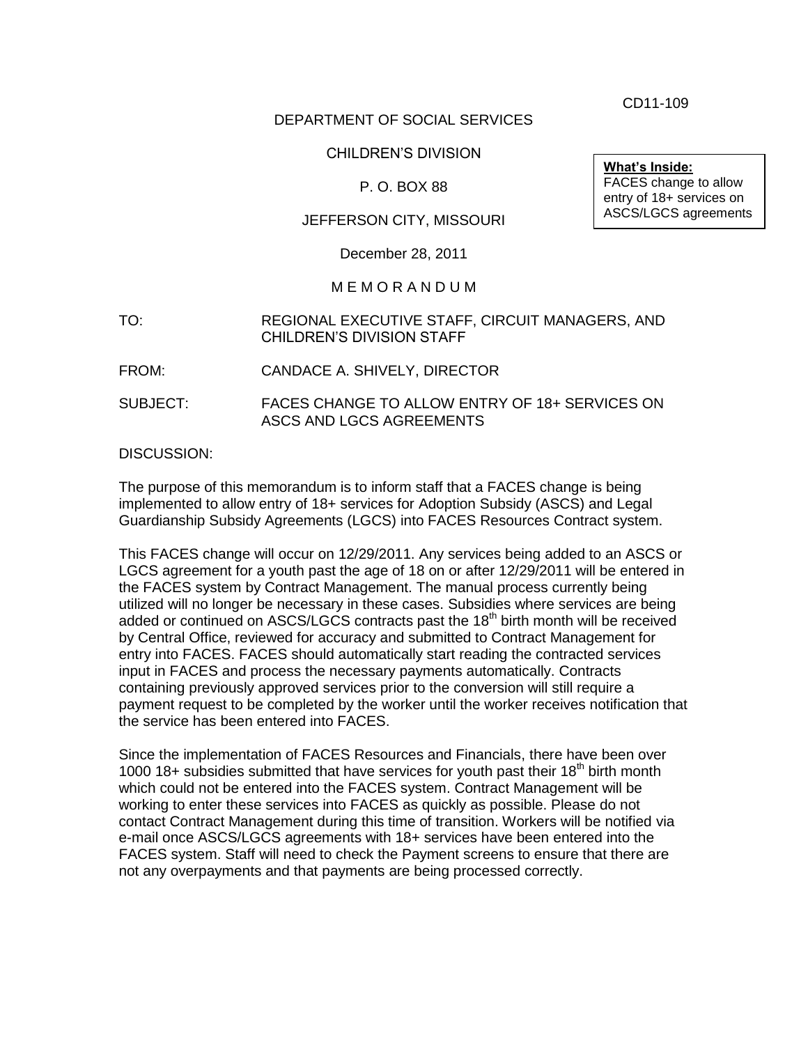CD11-109

DEPARTMENT OF SOCIAL SERVICES

CHILDREN'S DIVISION

P. O. BOX 88

JEFFERSON CITY, MISSOURI

December 28, 2011

**What's Inside:**
FACES change to allow entry of 18+ services on ASCS/LGCS agreements

M E M O R A N D U M

TO: REGIONAL EXECUTIVE STAFF, CIRCUIT MANAGERS, AND CHILDREN'S DIVISION STAFF

FROM: CANDACE A. SHIVELY, DIRECTOR

SUBJECT: FACES CHANGE TO ALLOW ENTRY OF 18+ SERVICES ON ASCS AND LGCS AGREEMENTS

DISCUSSION:

The purpose of this memorandum is to inform staff that a FACES change is being implemented to allow entry of 18+ services for Adoption Subsidy (ASCS) and Legal Guardianship Subsidy Agreements (LGCS) into FACES Resources Contract system.

This FACES change will occur on 12/29/2011. Any services being added to an ASCS or LGCS agreement for a youth past the age of 18 on or after 12/29/2011 will be entered in the FACES system by Contract Management. The manual process currently being utilized will no longer be necessary in these cases. Subsidies where services are being added or continued on ASCS/LGCS contracts past the 18th birth month will be received by Central Office, reviewed for accuracy and submitted to Contract Management for entry into FACES. FACES should automatically start reading the contracted services input in FACES and process the necessary payments automatically. Contracts containing previously approved services prior to the conversion will still require a payment request to be completed by the worker until the worker receives notification that the service has been entered into FACES.

Since the implementation of FACES Resources and Financials, there have been over 1000 18+ subsidies submitted that have services for youth past their 18th birth month which could not be entered into the FACES system. Contract Management will be working to enter these services into FACES as quickly as possible. Please do not contact Contract Management during this time of transition. Workers will be notified via e-mail once ASCS/LGCS agreements with 18+ services have been entered into the FACES system. Staff will need to check the Payment screens to ensure that there are not any overpayments and that payments are being processed correctly.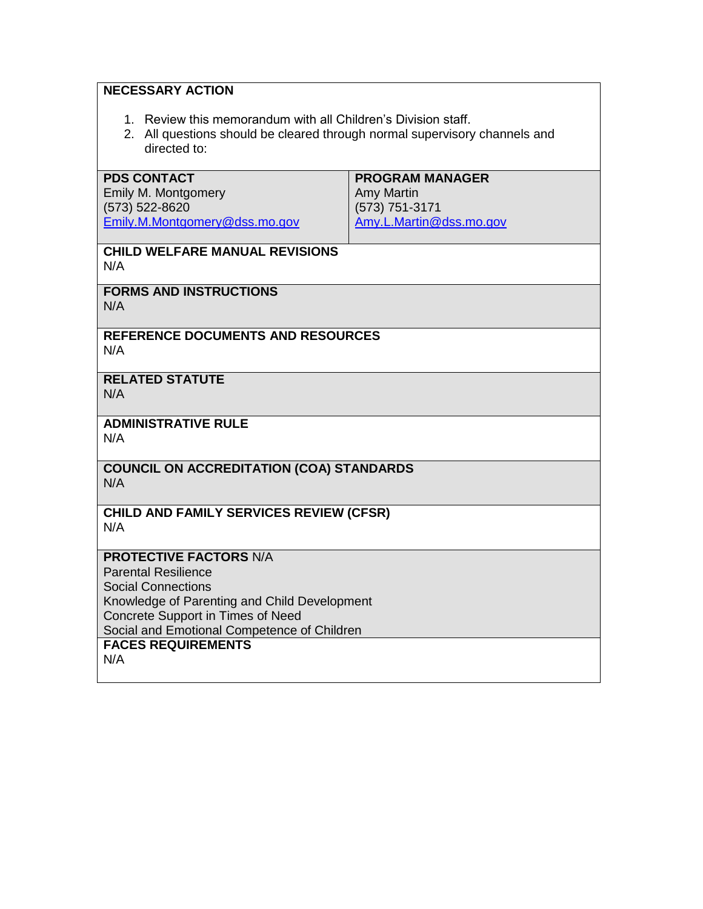**NECESSARY ACTION**

1. Review this memorandum with all Children's Division staff.
2. All questions should be cleared through normal supervisory channels and directed to:

| **PDS CONTACT** | **PROGRAM MANAGER** |
| --- | --- |
| Emily M. Montgomery<br>(573) 522-8620<br>Emily.M.Montgomery@dss.mo.gov | Amy Martin<br>(573) 751-3171<br>Amy.L.Martin@dss.mo.gov |

**CHILD WELFARE MANUAL REVISIONS**
N/A

**FORMS AND INSTRUCTIONS**
N/A

**REFERENCE DOCUMENTS AND RESOURCES**
N/A

**RELATED STATUTE**
N/A

**ADMINISTRATIVE RULE**
N/A

**COUNCIL ON ACCREDITATION (COA) STANDARDS**
N/A

**CHILD AND FAMILY SERVICES REVIEW (CFSR)**
N/A

**PROTECTIVE FACTORS** N/A
Parental Resilience
Social Connections
Knowledge of Parenting and Child Development
Concrete Support in Times of Need
Social and Emotional Competence of Children

**FACES REQUIREMENTS**
N/A